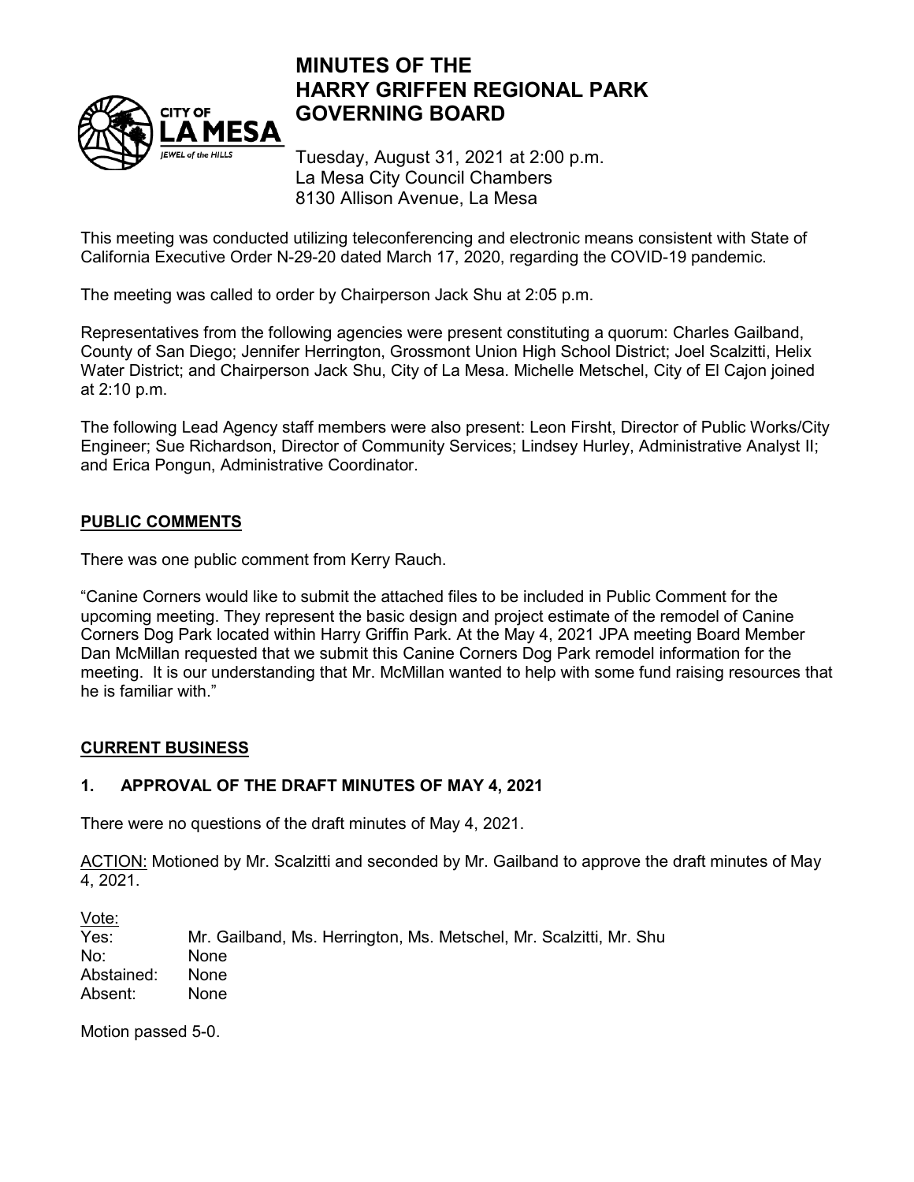# MINUTES OF THE HARRY GRIFFEN REGIONAL PARK GOVERNING BOARD

Tuesday, August 31, 2021 at 2:00 p.m.
La Mesa City Council Chambers
8130 Allison Avenue, La Mesa

This meeting was conducted utilizing teleconferencing and electronic means consistent with State of California Executive Order N-29-20 dated March 17, 2020, regarding the COVID-19 pandemic.

The meeting was called to order by Chairperson Jack Shu at 2:05 p.m.

Representatives from the following agencies were present constituting a quorum: Charles Gailband, County of San Diego; Jennifer Herrington, Grossmont Union High School District; Joel Scalzitti, Helix Water District; and Chairperson Jack Shu, City of La Mesa. Michelle Metschel, City of El Cajon joined at 2:10 p.m.

The following Lead Agency staff members were also present: Leon Firsht, Director of Public Works/City Engineer; Sue Richardson, Director of Community Services; Lindsey Hurley, Administrative Analyst II; and Erica Pongun, Administrative Coordinator.

## PUBLIC COMMENTS

There was one public comment from Kerry Rauch.

"Canine Corners would like to submit the attached files to be included in Public Comment for the upcoming meeting. They represent the basic design and project estimate of the remodel of Canine Corners Dog Park located within Harry Griffin Park. At the May 4, 2021 JPA meeting Board Member Dan McMillan requested that we submit this Canine Corners Dog Park remodel information for the meeting. It is our understanding that Mr. McMillan wanted to help with some fund raising resources that he is familiar with."

## CURRENT BUSINESS

### 1. APPROVAL OF THE DRAFT MINUTES OF MAY 4, 2021

There were no questions of the draft minutes of May 4, 2021.

ACTION: Motioned by Mr. Scalzitti and seconded by Mr. Gailband to approve the draft minutes of May 4, 2021.

Vote:

| | |
|---|---|
| Yes: | Mr. Gailband, Ms. Herrington, Ms. Metschel, Mr. Scalzitti, Mr. Shu |
| No: | None |
| Abstained: | None |
| Absent: | None |

Motion passed 5-0.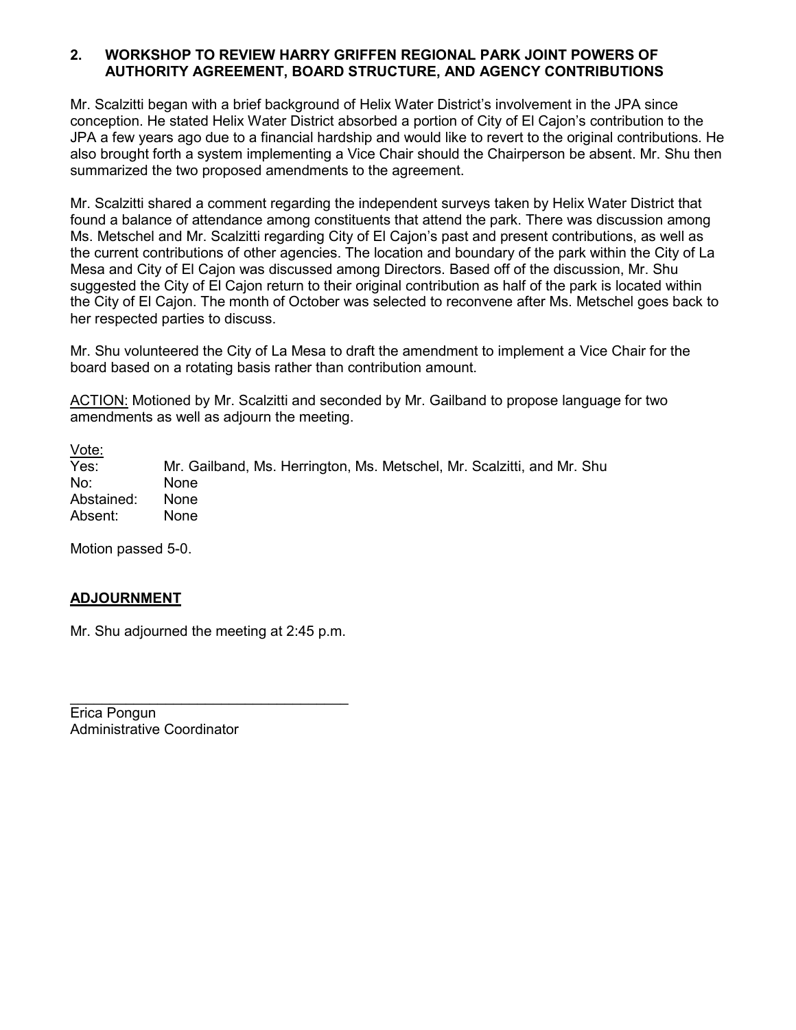## 2. WORKSHOP TO REVIEW HARRY GRIFFEN REGIONAL PARK JOINT POWERS OF AUTHORITY AGREEMENT, BOARD STRUCTURE, AND AGENCY CONTRIBUTIONS

Mr. Scalzitti began with a brief background of Helix Water District's involvement in the JPA since conception. He stated Helix Water District absorbed a portion of City of El Cajon's contribution to the JPA a few years ago due to a financial hardship and would like to revert to the original contributions. He also brought forth a system implementing a Vice Chair should the Chairperson be absent. Mr. Shu then summarized the two proposed amendments to the agreement.

Mr. Scalzitti shared a comment regarding the independent surveys taken by Helix Water District that found a balance of attendance among constituents that attend the park. There was discussion among Ms. Metschel and Mr. Scalzitti regarding City of El Cajon's past and present contributions, as well as the current contributions of other agencies. The location and boundary of the park within the City of La Mesa and City of El Cajon was discussed among Directors. Based off of the discussion, Mr. Shu suggested the City of El Cajon return to their original contribution as half of the park is located within the City of El Cajon. The month of October was selected to reconvene after Ms. Metschel goes back to her respected parties to discuss.

Mr. Shu volunteered the City of La Mesa to draft the amendment to implement a Vice Chair for the board based on a rotating basis rather than contribution amount.

<u>ACTION:</u> Motioned by Mr. Scalzitti and seconded by Mr. Gailband to propose language for two amendments as well as adjourn the meeting.

<u>Vote:</u>

| | |
|---|---|
| Yes: | Mr. Gailband, Ms. Herrington, Ms. Metschel, Mr. Scalzitti, and Mr. Shu |
| No: | None |
| Abstained: | None |
| Absent: | None |

Motion passed 5-0.

## ADJOURNMENT

Mr. Shu adjourned the meeting at 2:45 p.m.

\_\_\_\_\_\_\_\_\_\_\_\_\_\_\_\_\_\_\_\_\_\_\_\_\_\_\_\_\_\_\_\_\_\_\_\_

Erica Pongun
Administrative Coordinator